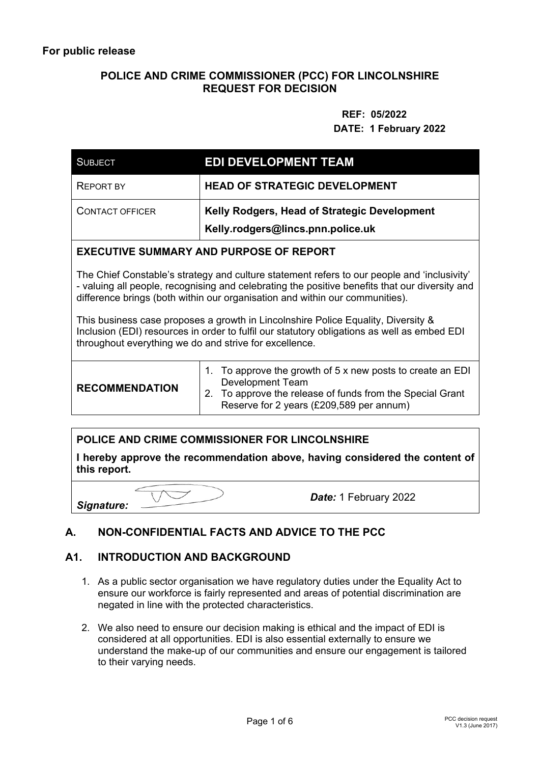**For public release**

## POLICE AND CRIME COMMISSIONER (PCC) FOR LINCOLNSHIRE
## REQUEST FOR DECISION

**REF: 05/2022**
**DATE: 1 February 2022**

| SUBJECT | **EDI DEVELOPMENT TEAM** |
|---|---|
| REPORT BY | **HEAD OF STRATEGIC DEVELOPMENT** |
| CONTACT OFFICER | **Kelly Rodgers, Head of Strategic Development**<br>**Kelly.rodgers@lincs.pnn.police.uk** |

**EXECUTIVE SUMMARY AND PURPOSE OF REPORT**

The Chief Constable's strategy and culture statement refers to our people and 'inclusivity' - valuing all people, recognising and celebrating the positive benefits that our diversity and difference brings (both within our organisation and within our communities).

This business case proposes a growth in Lincolnshire Police Equality, Diversity & Inclusion (EDI) resources in order to fulfil our statutory obligations as well as embed EDI throughout everything we do and strive for excellence.

| **RECOMMENDATION** | 1. To approve the growth of 5 x new posts to create an EDI Development Team<br>2. To approve the release of funds from the Special Grant Reserve for 2 years (£209,589 per annum) |
|---|---|

**POLICE AND CRIME COMMISSIONER FOR LINCOLNSHIRE**

**I hereby approve the recommendation above, having considered the content of this report.**

***Signature:*** ***Date:*** 1 February 2022

## A. NON-CONFIDENTIAL FACTS AND ADVICE TO THE PCC

## A1. INTRODUCTION AND BACKGROUND

1. As a public sector organisation we have regulatory duties under the Equality Act to ensure our workforce is fairly represented and areas of potential discrimination are negated in line with the protected characteristics.

2. We also need to ensure our decision making is ethical and the impact of EDI is considered at all opportunities. EDI is also essential externally to ensure we understand the make-up of our communities and ensure our engagement is tailored to their varying needs.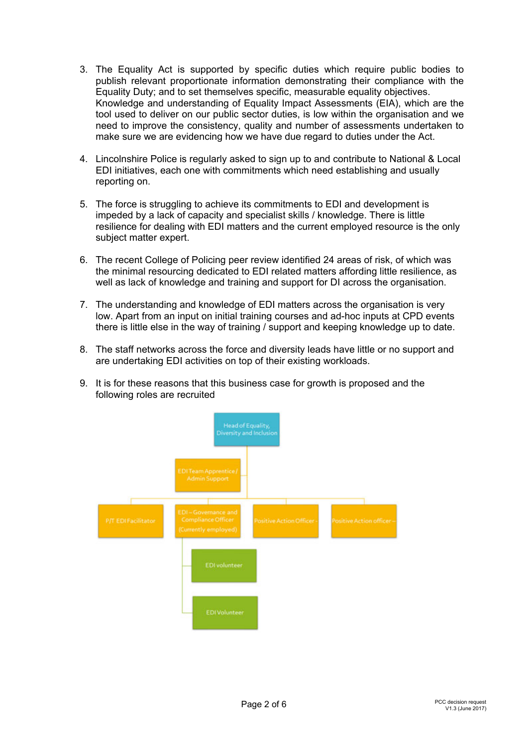3. The Equality Act is supported by specific duties which require public bodies to publish relevant proportionate information demonstrating their compliance with the Equality Duty; and to set themselves specific, measurable equality objectives. Knowledge and understanding of Equality Impact Assessments (EIA), which are the tool used to deliver on our public sector duties, is low within the organisation and we need to improve the consistency, quality and number of assessments undertaken to make sure we are evidencing how we have due regard to duties under the Act.

4. Lincolnshire Police is regularly asked to sign up to and contribute to National & Local EDI initiatives, each one with commitments which need establishing and usually reporting on.

5. The force is struggling to achieve its commitments to EDI and development is impeded by a lack of capacity and specialist skills / knowledge. There is little resilience for dealing with EDI matters and the current employed resource is the only subject matter expert.

6. The recent College of Policing peer review identified 24 areas of risk, of which was the minimal resourcing dedicated to EDI related matters affording little resilience, as well as lack of knowledge and training and support for DI across the organisation.

7. The understanding and knowledge of EDI matters across the organisation is very low. Apart from an input on initial training courses and ad-hoc inputs at CPD events there is little else in the way of training / support and keeping knowledge up to date.

8. The staff networks across the force and diversity leads have little or no support and are undertaking EDI activities on top of their existing workloads.

9. It is for these reasons that this business case for growth is proposed and the following roles are recruited

- Head of Equality, Diversity and Inclusion
  - EDI Team Apprentice / Admin Support
  - P/T EDI Facilitator
  - EDI – Governance and Compliance Officer (Currently employed)
    - EDI volunteer
    - EDI Volunteer
  - Positive Action Officer -
  - Positive Action officer –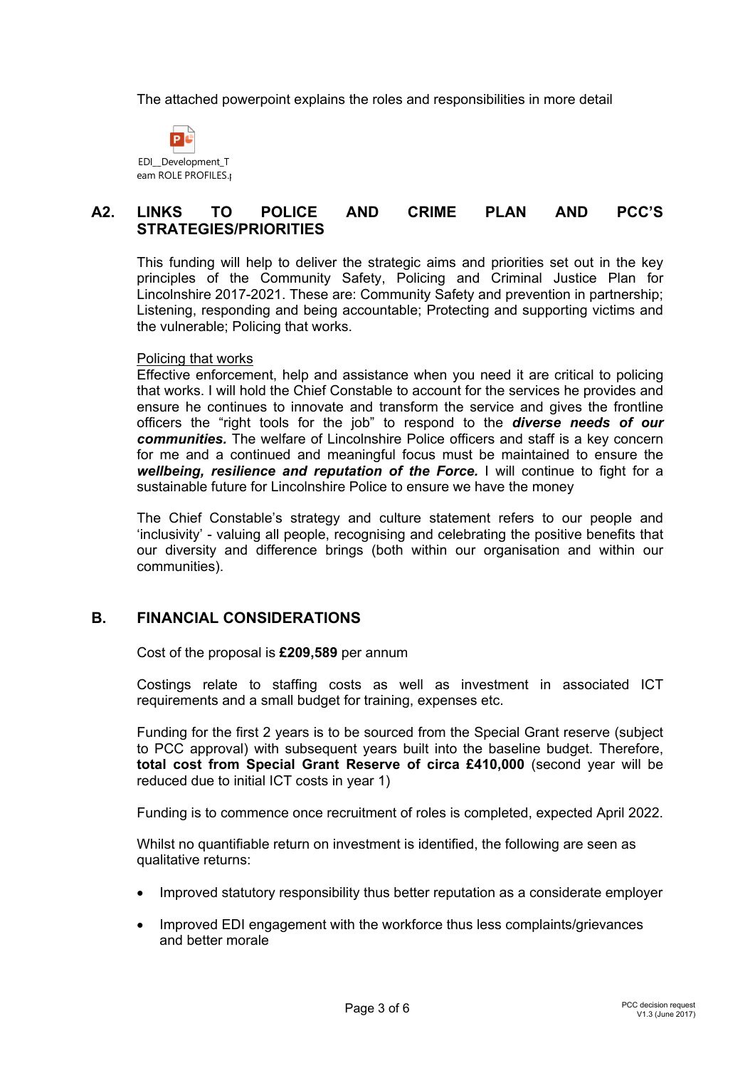The attached powerpoint explains the roles and responsibilities in more detail

EDI__Development_Team ROLE PROFILES.p

## A2. LINKS TO POLICE AND CRIME PLAN AND PCC'S STRATEGIES/PRIORITIES

This funding will help to deliver the strategic aims and priorities set out in the key principles of the Community Safety, Policing and Criminal Justice Plan for Lincolnshire 2017-2021. These are: Community Safety and prevention in partnership; Listening, responding and being accountable; Protecting and supporting victims and the vulnerable; Policing that works.

Policing that works
Effective enforcement, help and assistance when you need it are critical to policing that works. I will hold the Chief Constable to account for the services he provides and ensure he continues to innovate and transform the service and gives the frontline officers the "right tools for the job" to respond to the ***diverse needs of our communities.*** The welfare of Lincolnshire Police officers and staff is a key concern for me and a continued and meaningful focus must be maintained to ensure the ***wellbeing, resilience and reputation of the Force.*** I will continue to fight for a sustainable future for Lincolnshire Police to ensure we have the money

The Chief Constable's strategy and culture statement refers to our people and 'inclusivity' - valuing all people, recognising and celebrating the positive benefits that our diversity and difference brings (both within our organisation and within our communities).

## B. FINANCIAL CONSIDERATIONS

Cost of the proposal is **£209,589** per annum

Costings relate to staffing costs as well as investment in associated ICT requirements and a small budget for training, expenses etc.

Funding for the first 2 years is to be sourced from the Special Grant reserve (subject to PCC approval) with subsequent years built into the baseline budget. Therefore, **total cost from Special Grant Reserve of circa £410,000** (second year will be reduced due to initial ICT costs in year 1)

Funding is to commence once recruitment of roles is completed, expected April 2022.

Whilst no quantifiable return on investment is identified, the following are seen as qualitative returns:

- Improved statutory responsibility thus better reputation as a considerate employer
- Improved EDI engagement with the workforce thus less complaints/grievances and better morale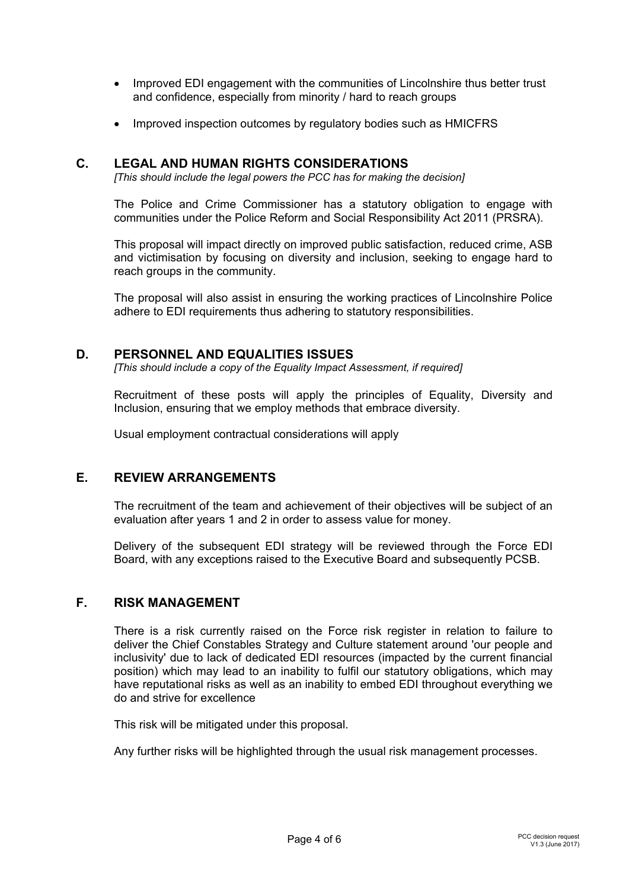- Improved EDI engagement with the communities of Lincolnshire thus better trust and confidence, especially from minority / hard to reach groups
- Improved inspection outcomes by regulatory bodies such as HMICFRS

## C. LEGAL AND HUMAN RIGHTS CONSIDERATIONS

*[This should include the legal powers the PCC has for making the decision]*

The Police and Crime Commissioner has a statutory obligation to engage with communities under the Police Reform and Social Responsibility Act 2011 (PRSRA).

This proposal will impact directly on improved public satisfaction, reduced crime, ASB and victimisation by focusing on diversity and inclusion, seeking to engage hard to reach groups in the community.

The proposal will also assist in ensuring the working practices of Lincolnshire Police adhere to EDI requirements thus adhering to statutory responsibilities.

## D. PERSONNEL AND EQUALITIES ISSUES

*[This should include a copy of the Equality Impact Assessment, if required]*

Recruitment of these posts will apply the principles of Equality, Diversity and Inclusion, ensuring that we employ methods that embrace diversity.

Usual employment contractual considerations will apply

## E. REVIEW ARRANGEMENTS

The recruitment of the team and achievement of their objectives will be subject of an evaluation after years 1 and 2 in order to assess value for money.

Delivery of the subsequent EDI strategy will be reviewed through the Force EDI Board, with any exceptions raised to the Executive Board and subsequently PCSB.

## F. RISK MANAGEMENT

There is a risk currently raised on the Force risk register in relation to failure to deliver the Chief Constables Strategy and Culture statement around 'our people and inclusivity' due to lack of dedicated EDI resources (impacted by the current financial position) which may lead to an inability to fulfil our statutory obligations, which may have reputational risks as well as an inability to embed EDI throughout everything we do and strive for excellence

This risk will be mitigated under this proposal.

Any further risks will be highlighted through the usual risk management processes.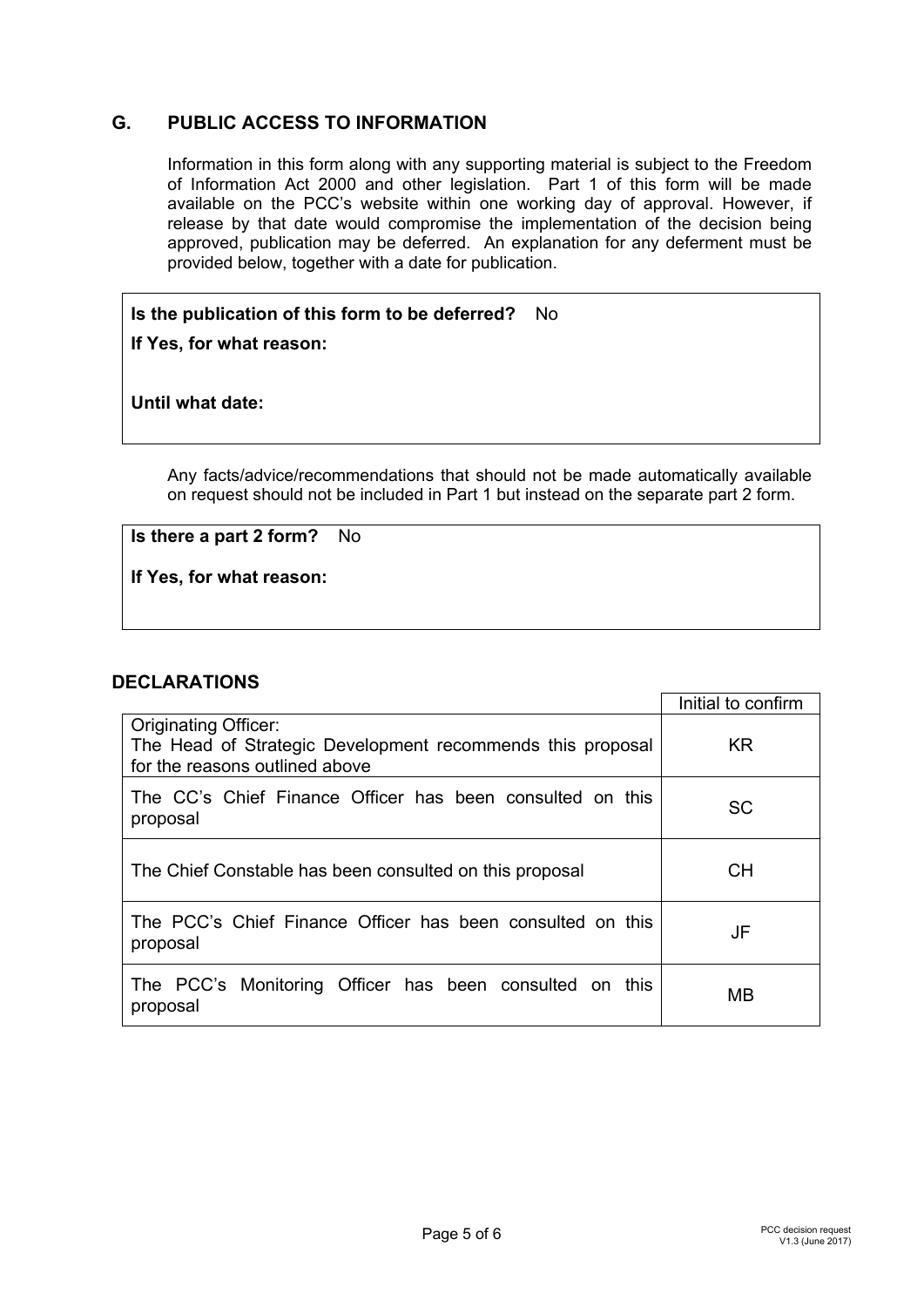## G. PUBLIC ACCESS TO INFORMATION

Information in this form along with any supporting material is subject to the Freedom of Information Act 2000 and other legislation. Part 1 of this form will be made available on the PCC's website within one working day of approval. However, if release by that date would compromise the implementation of the decision being approved, publication may be deferred. An explanation for any deferment must be provided below, together with a date for publication.

**Is the publication of this form to be deferred?** No

**If Yes, for what reason:**

**Until what date:**

Any facts/advice/recommendations that should not be made automatically available on request should not be included in Part 1 but instead on the separate part 2 form.

**Is there a part 2 form?** No

**If Yes, for what reason:**

## DECLARATIONS

| | Initial to confirm |
|---|---|
| Originating Officer: The Head of Strategic Development recommends this proposal for the reasons outlined above | KR |
| The CC's Chief Finance Officer has been consulted on this proposal | SC |
| The Chief Constable has been consulted on this proposal | CH |
| The PCC's Chief Finance Officer has been consulted on this proposal | JF |
| The PCC's Monitoring Officer has been consulted on this proposal | MB |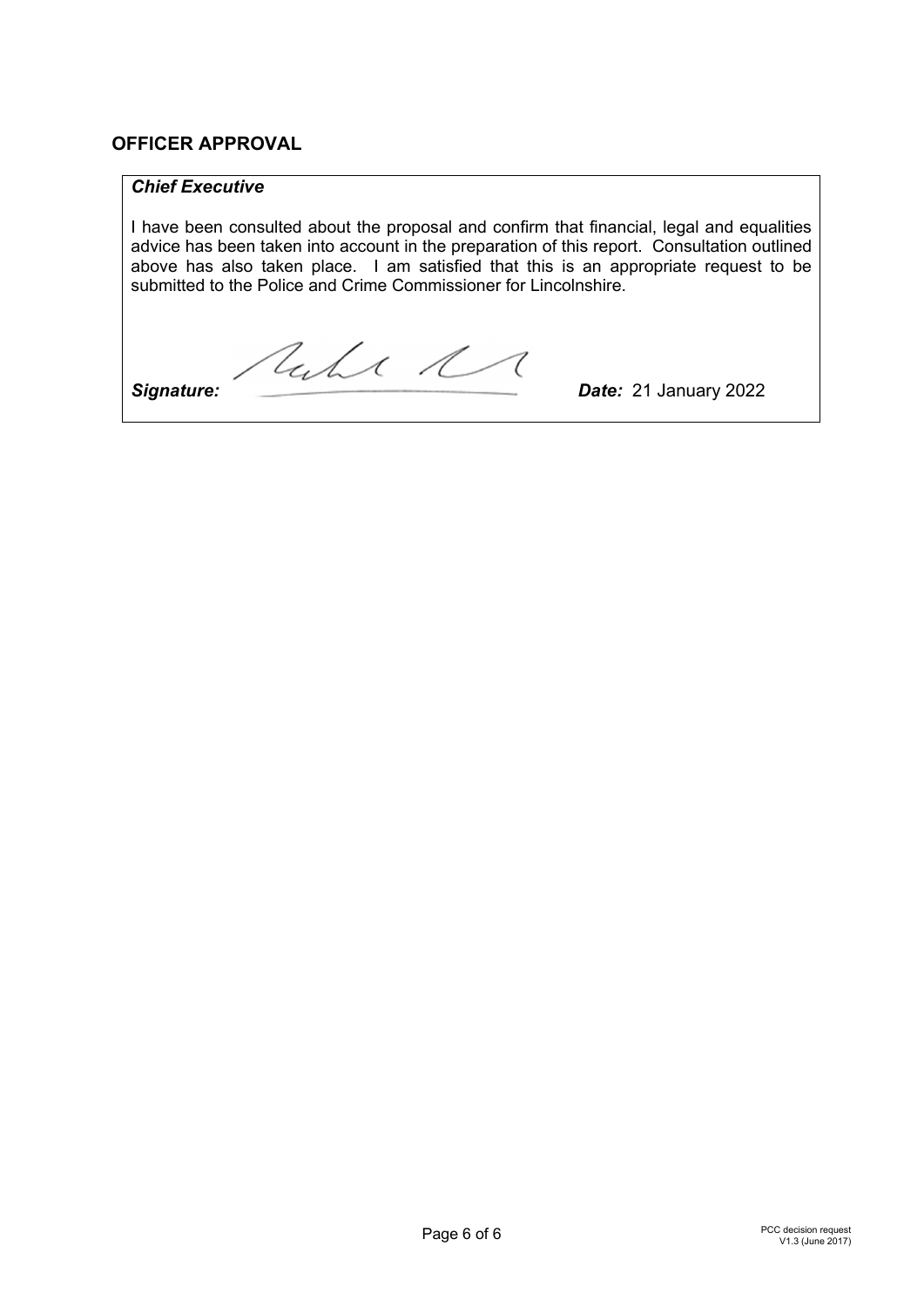## OFFICER APPROVAL

***Chief Executive***

I have been consulted about the proposal and confirm that financial, legal and equalities advice has been taken into account in the preparation of this report. Consultation outlined above has also taken place. I am satisfied that this is an appropriate request to be submitted to the Police and Crime Commissioner for Lincolnshire.

***Signature:*** ***Date:*** 21 January 2022

PCC decision request
V1.3 (June 2017)